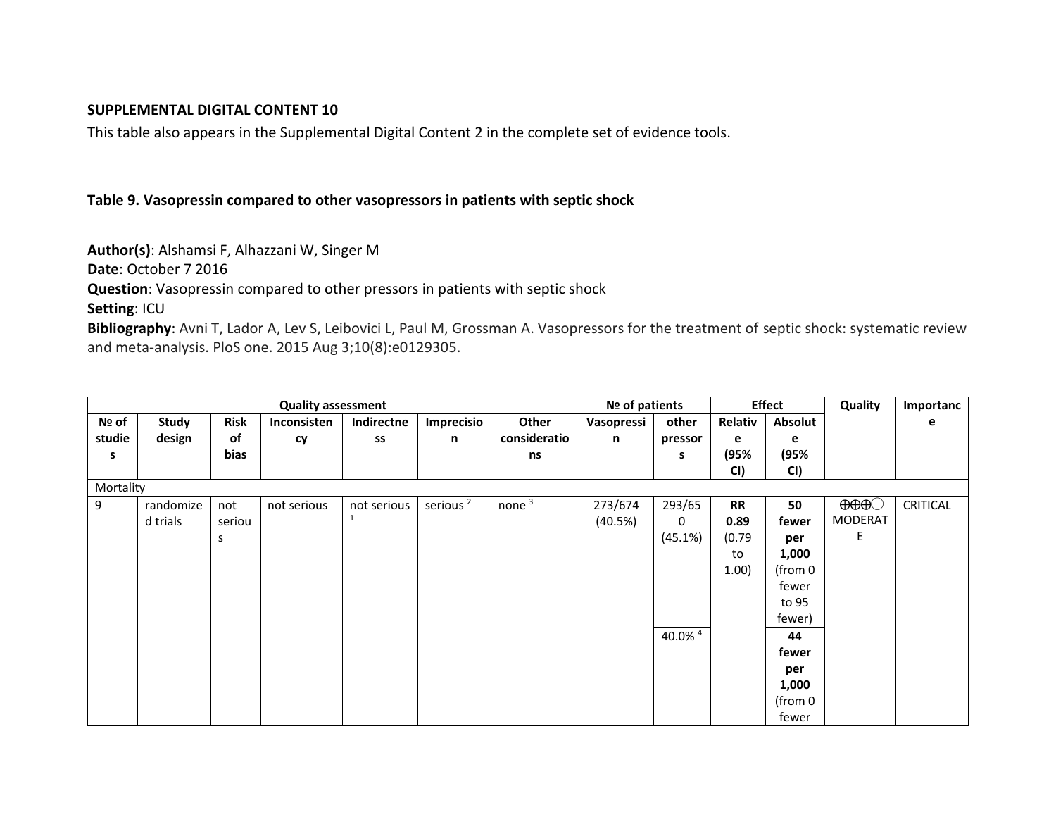**SUPPLEMENTAL DIGITAL CONTENT 10**

This table also appears in the Supplemental Digital Content 2 in the complete set of evidence tools.

**Table 9. Vasopressin compared to other vasopressors in patients with septic shock**

**Author(s)**: Alshamsi F, Alhazzani W, Singer M
**Date**: October 7 2016
**Question**: Vasopressin compared to other pressors in patients with septic shock
**Setting**: ICU
**Bibliography**: Avni T, Lador A, Lev S, Leibovici L, Paul M, Grossman A. Vasopressors for the treatment of septic shock: systematic review and meta-analysis. PloS one. 2015 Aug 3;10(8):e0129305.

| Quality assessment | | | | | | | № of patients | | Effect | | Quality | Importance |
|---|---|---|---|---|---|---|---|---|---|---|---|---|
| № of studies | Study design | Risk of bias | Inconsistency | Indirectness | Imprecision | Other considerations | Vasopressin | other pressors | Relative (95% CI) | Absolute (95% CI) | | |
| Mortality | | | | | | | | | | | | |
| 9 | randomized trials | not serious | not serious | not serious [1] | serious [2] | none [3] | 273/674 (40.5%) | 293/650 (45.1%) | **RR 0.89** (0.79 to 1.00) | **50 fewer per 1,000** (from 0 fewer to 95 fewer) | ⨁⨁⨁◯ MODERATE | CRITICAL |
| | | | | | | | | 40.0% [4] | | **44 fewer per 1,000** (from 0 fewer | | |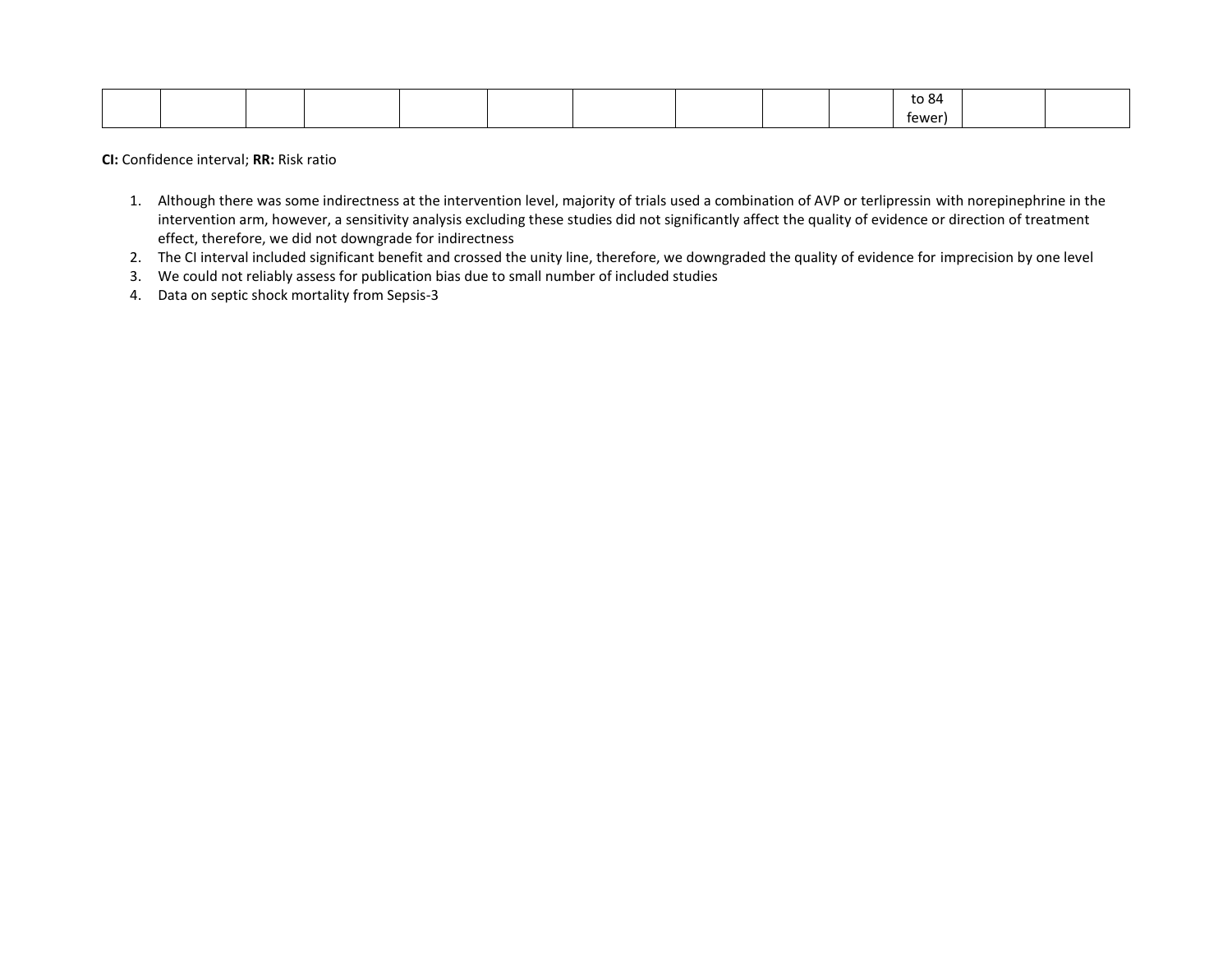| | | | | | | | | | | to 84 fewer) | | |
|---|---|---|---|---|---|---|---|---|---|---|---|---|

**CI:** Confidence interval; **RR:** Risk ratio

1. Although there was some indirectness at the intervention level, majority of trials used a combination of AVP or terlipressin with norepinephrine in the intervention arm, however, a sensitivity analysis excluding these studies did not significantly affect the quality of evidence or direction of treatment effect, therefore, we did not downgrade for indirectness
2. The CI interval included significant benefit and crossed the unity line, therefore, we downgraded the quality of evidence for imprecision by one level
3. We could not reliably assess for publication bias due to small number of included studies
4. Data on septic shock mortality from Sepsis-3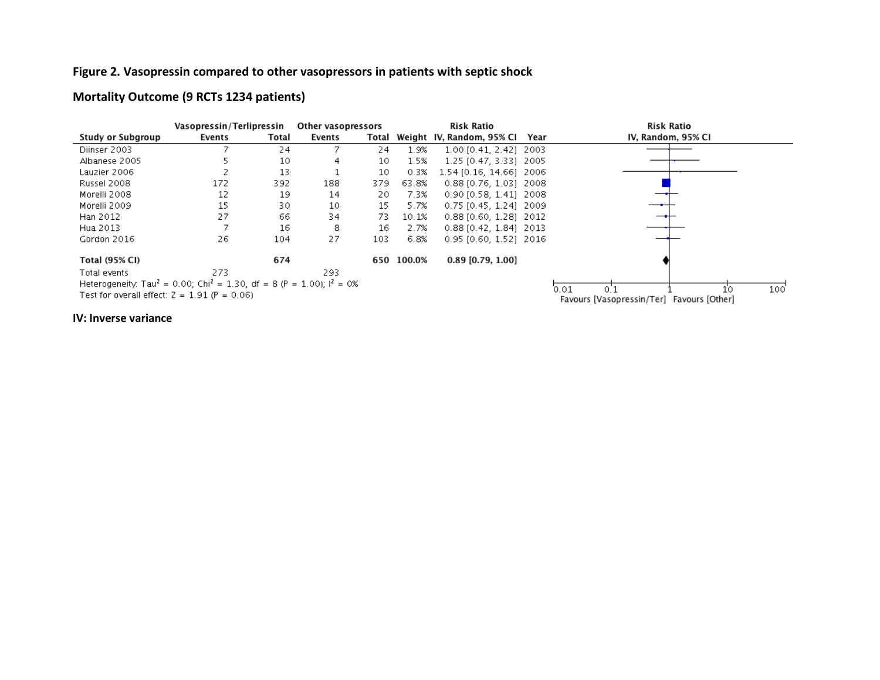**Figure 2. Vasopressin compared to other vasopressors in patients with septic shock**

**Mortality Outcome (9 RCTs 1234 patients)**

| Study or Subgroup | Vasopressin/Terlipressin | | Other vasopressors | | Weight | Risk Ratio | Year |
|---|---|---|---|---|---|---|---|
| | Events | Total | Events | Total | | IV, Random, 95% CI | |
| Diinser 2003 | 7 | 24 | 7 | 24 | 1.9% | 1.00 [0.41, 2.42] | 2003 |
| Albanese 2005 | 5 | 10 | 4 | 10 | 1.5% | 1.25 [0.47, 3.33] | 2005 |
| Lauzier 2006 | 2 | 13 | 1 | 10 | 0.3% | 1.54 [0.16, 14.66] | 2006 |
| Russel 2008 | 172 | 392 | 188 | 379 | 63.8% | 0.88 [0.76, 1.03] | 2008 |
| Morelli 2008 | 12 | 19 | 14 | 20 | 7.3% | 0.90 [0.58, 1.41] | 2008 |
| Morelli 2009 | 15 | 30 | 10 | 15 | 5.7% | 0.75 [0.45, 1.24] | 2009 |
| Han 2012 | 27 | 66 | 34 | 73 | 10.1% | 0.88 [0.60, 1.28] | 2012 |
| Hua 2013 | 7 | 16 | 8 | 16 | 2.7% | 0.88 [0.42, 1.84] | 2013 |
| Gordon 2016 | 26 | 104 | 27 | 103 | 6.8% | 0.95 [0.60, 1.52] | 2016 |
| **Total (95% CI)** | | **674** | | **650** | **100.0%** | **0.89 [0.79, 1.00]** | |
| Total events | 273 | | 293 | | | | |

Heterogeneity: $Tau^2 = 0.00$; $Chi^2 = 1.30$, df = 8 (P = 1.00); $I^2 = 0\%$

Test for overall effect: Z = 1.91 (P = 0.06)

Risk Ratio
IV, Random, 95% CI

0.01 0.1 1 10 100

Favours [Vasopressin/Ter] Favours [Other]

**IV: Inverse variance**